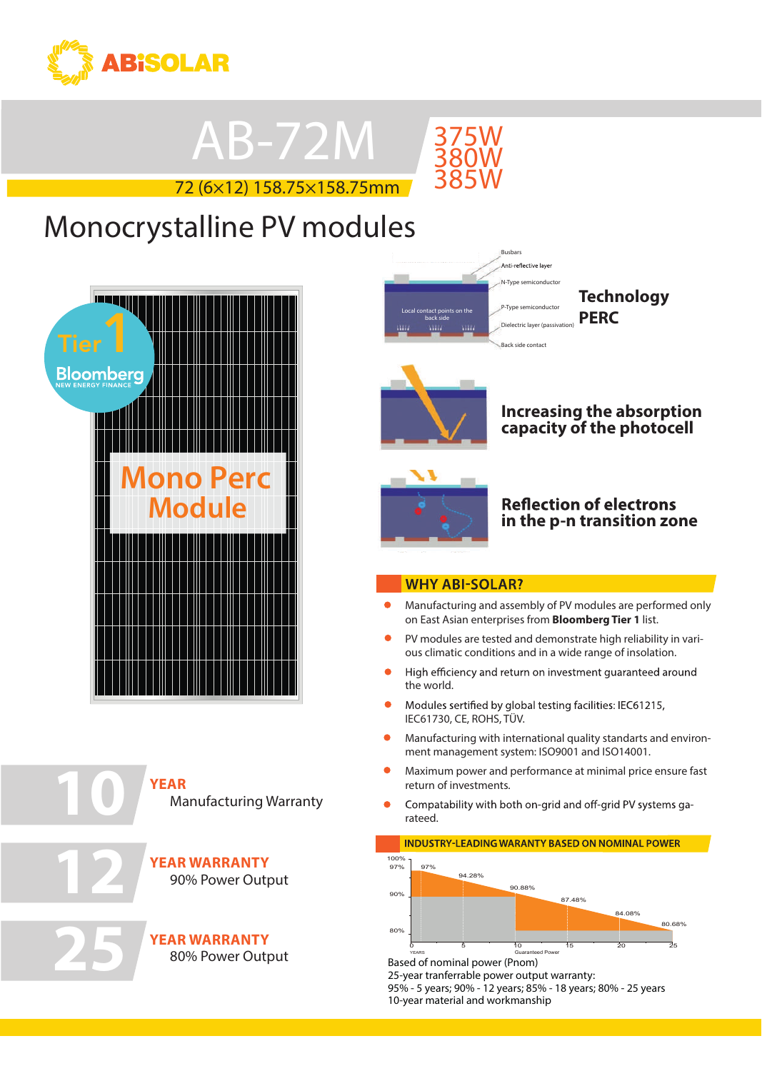# ABiSOLAR

# AB-72M

375W
380W
385W

72 (6×12) 158.75×158.75mm

## Monocrystalline PV modules

Tier 1 Bloomberg NEW ENERGY FINANCE

Mono Perc Module

Busbars
Anti-reflective layer
N-Type semiconductor
Local contact points on the back side
P-Type semiconductor
Dielectric layer (passivation)
Back side contact

**Technology PERC**

**Increasing the absorption capacity of the photocell**

**Reflection of electrons in the p-n transition zone**

**10 YEAR** Manufacturing Warranty

**12 YEAR WARRANTY** 90% Power Output

**25 YEAR WARRANTY** 80% Power Output

## WHY ABI-SOLAR?

- Manufacturing and assembly of PV modules are performed only on East Asian enterprises from **Bloomberg Tier 1** list.
- PV modules are tested and demonstrate high reliability in various climatic conditions and in a wide range of insolation.
- High efficiency and return on investment guaranteed around the world.
- Modules sertified by global testing facilities: IEC61215, IEC61730, CE, ROHS, TÜV.
- Manufacturing with international quality standarts and environment management system: ISO9001 and ISO14001.
- Maximum power and performance at minimal price ensure fast return of investments.
- Compatability with both on-grid and off-grid PV systems garateed.

## INDUSTRY-LEADING WARRANTY BASED ON NOMINAL POWER

| YEARS | 0 | 5 | 10 | 15 | 20 | 25 |
|---|---|---|---|---|---|---|
| Guaranteed Power | 97% | 94.28% | 90.88% | 87.48% | 84.08% | 80.68% |

Based of nominal power (Pnom)
25-year tranferrable power output warranty:
95% - 5 years; 90% - 12 years; 85% - 18 years; 80% - 25 years
10-year material and workmanship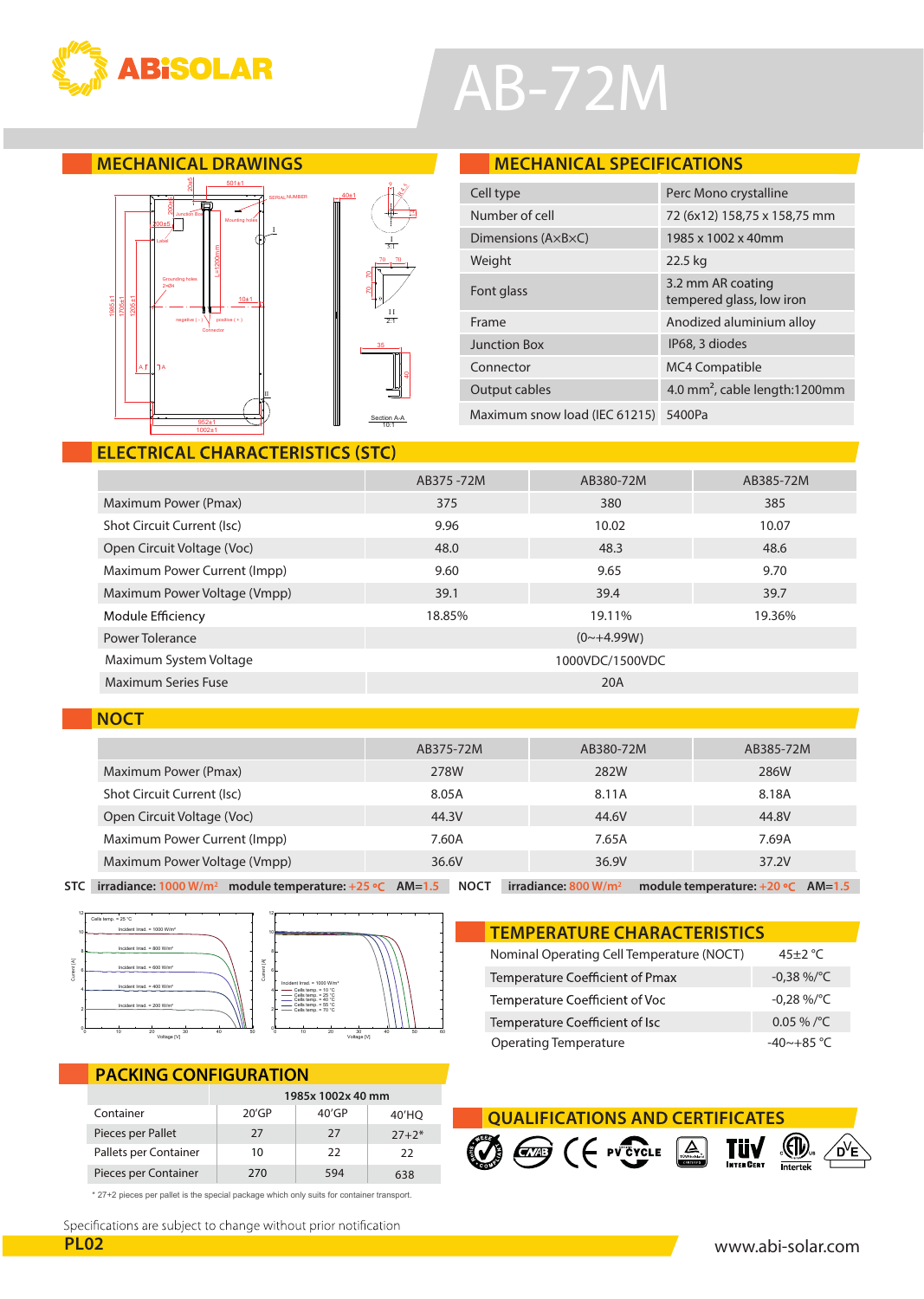# ABiSOLAR AB-72M

## MECHANICAL DRAWINGS

501±1
SERIAL NUMBER
40±1
200±5
Junction Box
Mounting holes
I
200±5
Label
L=1200mm
Grounding holes 2×Φ4
10±1
1985±1
1706±1
1266±1
negative ( - )
positive ( + )
Connector
A
A
II
952±1
1002±1
70
70
35
40
Section A-A

## MECHANICAL SPECIFICATIONS

| | |
|---|---|
| Cell type | Perc Mono crystalline |
| Number of cell | 72 (6x12) 158,75 x 158,75 mm |
| Dimensions (A×B×C) | 1985 x 1002 x 40mm |
| Weight | 22.5 kg |
| Font glass | 3.2 mm AR coating tempered glass, low iron |
| Frame | Anodized aluminium alloy |
| Junction Box | IP68, 3 diodes |
| Connector | MC4 Compatible |
| Output cables | 4.0 mm², cable length:1200mm |
| Maximum snow load (IEC 61215) | 5400Pa |

## ELECTRICAL CHARACTERISTICS (STC)

| | AB375 -72M | AB380-72M | AB385-72M |
|---|---|---|---|
| Maximum Power (Pmax) | 375 | 380 | 385 |
| Shot Circuit Current (Isc) | 9.96 | 10.02 | 10.07 |
| Open Circuit Voltage (Voc) | 48.0 | 48.3 | 48.6 |
| Maximum Power Current (Impp) | 9.60 | 9.65 | 9.70 |
| Maximum Power Voltage (Vmpp) | 39.1 | 39.4 | 39.7 |
| Module Efficiency | 18.85% | 19.11% | 19.36% |
| Power Tolerance | (0~+4.99W) | | |
| Maximum System Voltage | 1000VDC/1500VDC | | |
| Maximum Series Fuse | 20A | | |

## NOCT

| | AB375-72M | AB380-72M | AB385-72M |
|---|---|---|---|
| Maximum Power (Pmax) | 278W | 282W | 286W |
| Shot Circuit Current (Isc) | 8.05A | 8.11A | 8.18A |
| Open Circuit Voltage (Voc) | 44.3V | 44.6V | 44.8V |
| Maximum Power Current (Impp) | 7.60A | 7.65A | 7.69A |
| Maximum Power Voltage (Vmpp) | 36.6V | 36.9V | 37.2V |

**STC** irradiance: 1000 W/m² module temperature: +25 °C AM=1.5 **NOCT** irradiance: 800 W/m² module temperature: +20 °C AM=1.5

Cells temp. = 25 °C
Incident Irrad. = 1000 W/m²
Incident Irrad. = 800 W/m²
Incident Irrad. = 600 W/m²
Incident Irrad. = 400 W/m²
Incident Irrad. = 200 W/m²
Current [A]
Voltage [V]

Incident Irrad. = 1000 W/m²
Cells temp. = 10 °C
Cells temp. = 25 °C
Cells temp. = 40 °C
Cells temp. = 55 °C
Cells temp. = 70 °C
Current [A]
Voltage [V]

## TEMPERATURE CHARACTERISTICS

| | |
|---|---|
| Nominal Operating Cell Temperature (NOCT) | 45±2 °C |
| Temperature Coefficient of Pmax | -0,38 %/°C |
| Temperature Coefficient of Voc | -0,28 %/°C |
| Temperature Coefficient of Isc | 0.05 % /°C |
| Operating Temperature | -40~+85 °C |

## PACKING CONFIGURATION

| | 1985x 1002x 40 mm | | |
|---|---|---|---|
| Container | 20'GP | 40'GP | 40'HQ |
| Pieces per Pallet | 27 | 27 | 27+2* |
| Pallets per Container | 10 | 22 | 22 |
| Pieces per Container | 270 | 594 | 638 |

\* 27+2 pieces per pallet is the special package which only suits for container transport.

## QUALIFICATIONS AND CERTIFICATES

CE PV CYCLE TÜV InterCert Intertek

Specifications are subject to change without prior notification

PL02

www.abi-solar.com